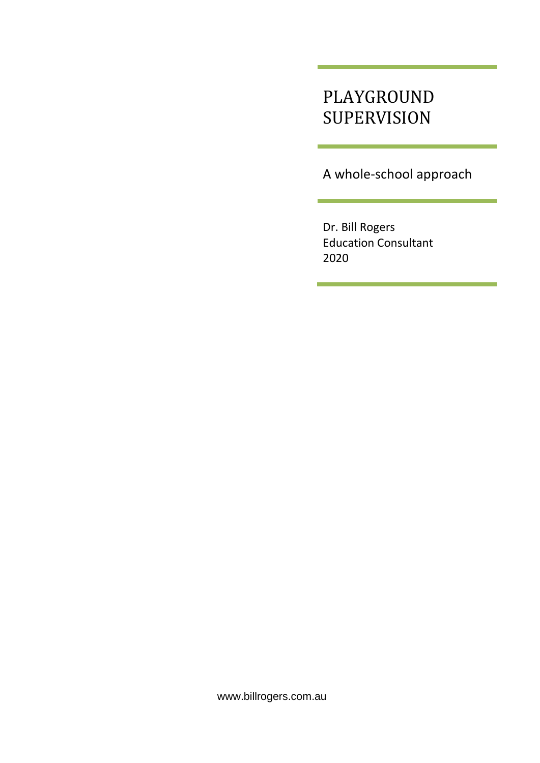# PLAYGROUND SUPERVISION

## A whole-school approach

Dr. Bill Rogers
Education Consultant
2020

www.billrogers.com.au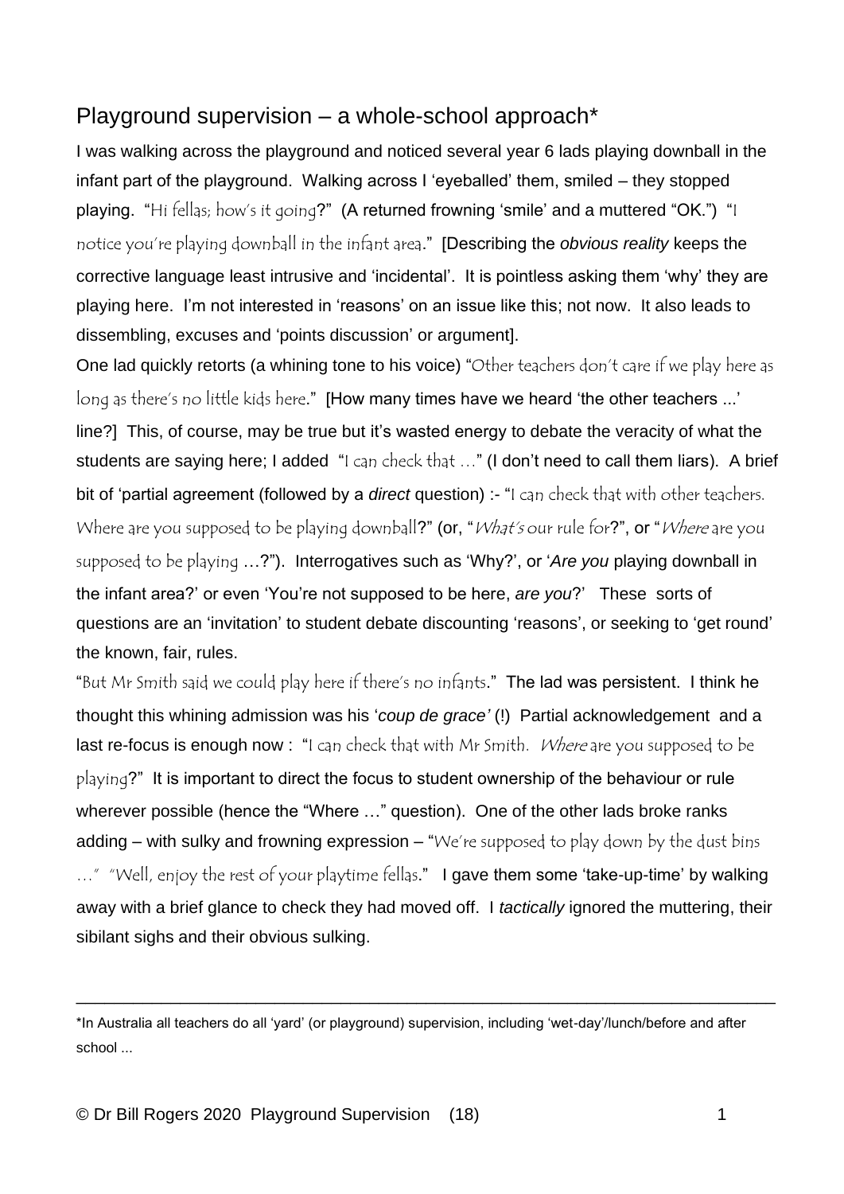## Playground supervision – a whole-school approach*

I was walking across the playground and noticed several year 6 lads playing downball in the infant part of the playground. Walking across I 'eyeballed' them, smiled – they stopped playing. "Hi fellas; how's it going?" (A returned frowning 'smile' and a muttered "OK.") "I notice you're playing downball in the infant area." [Describing the *obvious reality* keeps the corrective language least intrusive and 'incidental'. It is pointless asking them 'why' they are playing here. I'm not interested in 'reasons' on an issue like this; not now. It also leads to dissembling, excuses and 'points discussion' or argument].

One lad quickly retorts (a whining tone to his voice) "Other teachers don't care if we play here as long as there's no little kids here." [How many times have we heard 'the other teachers ...' line?] This, of course, may be true but it's wasted energy to debate the veracity of what the students are saying here; I added "I can check that …" (I don't need to call them liars). A brief bit of 'partial agreement (followed by a *direct* question) :- "I can check that with other teachers. Where are you supposed to be playing downball?" (or, "*What's* our rule for?", or "*Where* are you supposed to be playing …?"). Interrogatives such as 'Why?', or '*Are you* playing downball in the infant area?' or even 'You're not supposed to be here, *are you*?' These sorts of questions are an 'invitation' to student debate discounting 'reasons', or seeking to 'get round' the known, fair, rules.

"But Mr Smith said we could play here if there's no infants." The lad was persistent. I think he thought this whining admission was his '*coup de grace'* (!) Partial acknowledgement and a last re-focus is enough now : "I can check that with Mr Smith. *Where* are you supposed to be playing?" It is important to direct the focus to student ownership of the behaviour or rule wherever possible (hence the "Where …" question). One of the other lads broke ranks adding – with sulky and frowning expression – "We're supposed to play down by the dust bins …" "Well, enjoy the rest of your playtime fellas." I gave them some 'take-up-time' by walking away with a brief glance to check they had moved off. I *tactically* ignored the muttering, their sibilant sighs and their obvious sulking.

---

*In Australia all teachers do all 'yard' (or playground) supervision, including 'wet-day'/lunch/before and after school ...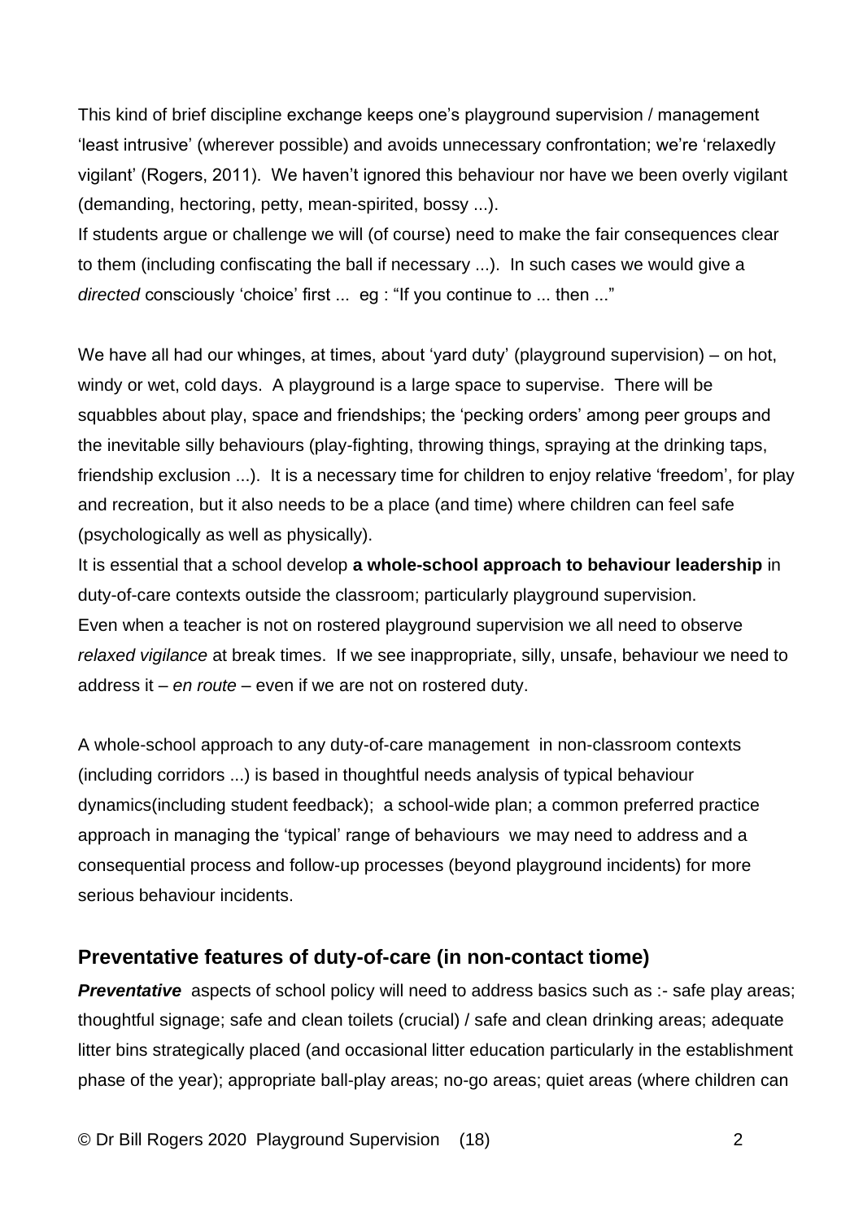This kind of brief discipline exchange keeps one's playground supervision / management 'least intrusive' (wherever possible) and avoids unnecessary confrontation; we're 'relaxedly vigilant' (Rogers, 2011). We haven't ignored this behaviour nor have we been overly vigilant (demanding, hectoring, petty, mean-spirited, bossy ...).
If students argue or challenge we will (of course) need to make the fair consequences clear to them (including confiscating the ball if necessary ...). In such cases we would give a *directed* consciously 'choice' first ... eg : "If you continue to ... then ..."

We have all had our whinges, at times, about 'yard duty' (playground supervision) – on hot, windy or wet, cold days. A playground is a large space to supervise. There will be squabbles about play, space and friendships; the 'pecking orders' among peer groups and the inevitable silly behaviours (play-fighting, throwing things, spraying at the drinking taps, friendship exclusion ...). It is a necessary time for children to enjoy relative 'freedom', for play and recreation, but it also needs to be a place (and time) where children can feel safe (psychologically as well as physically).
It is essential that a school develop **a whole-school approach to behaviour leadership** in duty-of-care contexts outside the classroom; particularly playground supervision.
Even when a teacher is not on rostered playground supervision we all need to observe *relaxed vigilance* at break times. If we see inappropriate, silly, unsafe, behaviour we need to address it – *en route* – even if we are not on rostered duty.

A whole-school approach to any duty-of-care management in non-classroom contexts (including corridors ...) is based in thoughtful needs analysis of typical behaviour dynamics(including student feedback); a school-wide plan; a common preferred practice approach in managing the 'typical' range of behaviours we may need to address and a consequential process and follow-up processes (beyond playground incidents) for more serious behaviour incidents.

## Preventative features of duty-of-care (in non-contact tiome)

***Preventative*** aspects of school policy will need to address basics such as :- safe play areas; thoughtful signage; safe and clean toilets (crucial) / safe and clean drinking areas; adequate litter bins strategically placed (and occasional litter education particularly in the establishment phase of the year); appropriate ball-play areas; no-go areas; quiet areas (where children can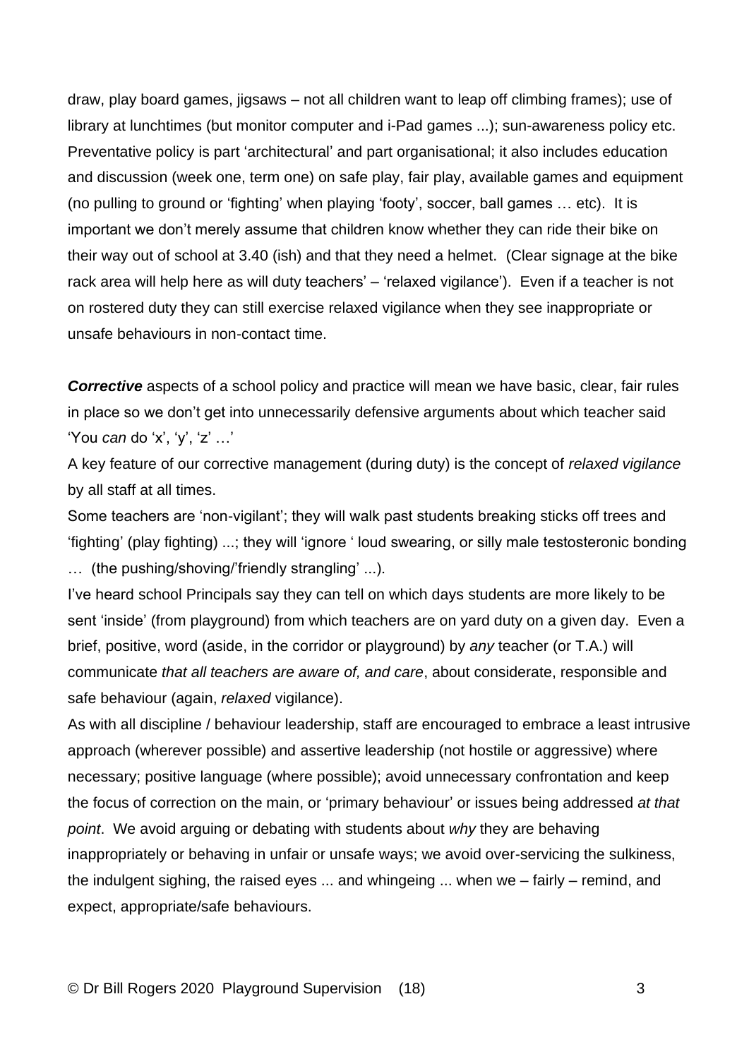draw, play board games, jigsaws – not all children want to leap off climbing frames); use of library at lunchtimes (but monitor computer and i-Pad games ...); sun-awareness policy etc. Preventative policy is part 'architectural' and part organisational; it also includes education and discussion (week one, term one) on safe play, fair play, available games and equipment (no pulling to ground or 'fighting' when playing 'footy', soccer, ball games … etc). It is important we don't merely assume that children know whether they can ride their bike on their way out of school at 3.40 (ish) and that they need a helmet. (Clear signage at the bike rack area will help here as will duty teachers' – 'relaxed vigilance'). Even if a teacher is not on rostered duty they can still exercise relaxed vigilance when they see inappropriate or unsafe behaviours in non-contact time.

***Corrective*** aspects of a school policy and practice will mean we have basic, clear, fair rules in place so we don't get into unnecessarily defensive arguments about which teacher said 'You *can* do 'x', 'y', 'z' …'

A key feature of our corrective management (during duty) is the concept of *relaxed vigilance* by all staff at all times.

Some teachers are 'non-vigilant'; they will walk past students breaking sticks off trees and 'fighting' (play fighting) ...; they will 'ignore ' loud swearing, or silly male testosteronic bonding … (the pushing/shoving/'friendly strangling' ...).

I've heard school Principals say they can tell on which days students are more likely to be sent 'inside' (from playground) from which teachers are on yard duty on a given day. Even a brief, positive, word (aside, in the corridor or playground) by *any* teacher (or T.A.) will communicate *that all teachers are aware of, and care*, about considerate, responsible and safe behaviour (again, *relaxed* vigilance).

As with all discipline / behaviour leadership, staff are encouraged to embrace a least intrusive approach (wherever possible) and assertive leadership (not hostile or aggressive) where necessary; positive language (where possible); avoid unnecessary confrontation and keep the focus of correction on the main, or 'primary behaviour' or issues being addressed *at that point*. We avoid arguing or debating with students about *why* they are behaving inappropriately or behaving in unfair or unsafe ways; we avoid over-servicing the sulkiness, the indulgent sighing, the raised eyes ... and whingeing ... when we – fairly – remind, and expect, appropriate/safe behaviours.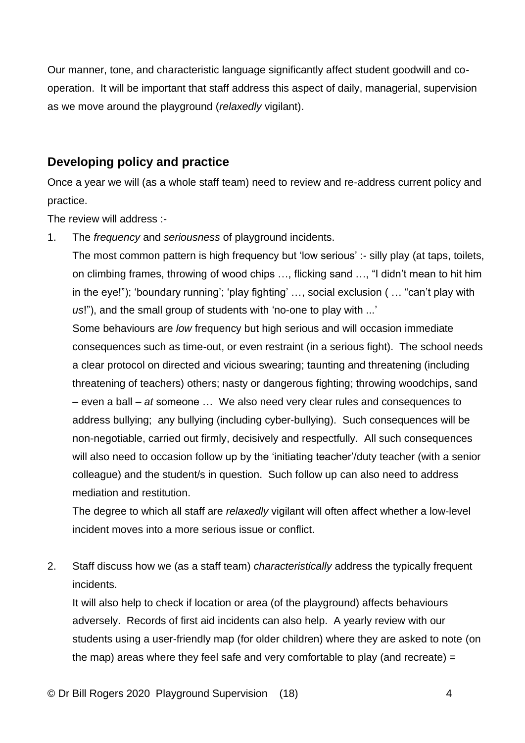Our manner, tone, and characteristic language significantly affect student goodwill and co-operation. It will be important that staff address this aspect of daily, managerial, supervision as we move around the playground (*relaxedly* vigilant).

## Developing policy and practice

Once a year we will (as a whole staff team) need to review and re-address current policy and practice.

The review will address :-

1. The *frequency* and *seriousness* of playground incidents.

   The most common pattern is high frequency but 'low serious' :- silly play (at taps, toilets, on climbing frames, throwing of wood chips …, flicking sand …, "I didn't mean to hit him in the eye!"); 'boundary running'; 'play fighting' …, social exclusion ( … "can't play with *us*!"), and the small group of students with 'no-one to play with ...'

   Some behaviours are *low* frequency but high serious and will occasion immediate consequences such as time-out, or even restraint (in a serious fight). The school needs a clear protocol on directed and vicious swearing; taunting and threatening (including threatening of teachers) others; nasty or dangerous fighting; throwing woodchips, sand – even a ball – *at* someone … We also need very clear rules and consequences to address bullying; any bullying (including cyber-bullying). Such consequences will be non-negotiable, carried out firmly, decisively and respectfully. All such consequences will also need to occasion follow up by the 'initiating teacher'/duty teacher (with a senior colleague) and the student/s in question. Such follow up can also need to address mediation and restitution.

   The degree to which all staff are *relaxedly* vigilant will often affect whether a low-level incident moves into a more serious issue or conflict.

2. Staff discuss how we (as a staff team) *characteristically* address the typically frequent incidents.

   It will also help to check if location or area (of the playground) affects behaviours adversely. Records of first aid incidents can also help. A yearly review with our students using a user-friendly map (for older children) where they are asked to note (on the map) areas where they feel safe and very comfortable to play (and recreate) =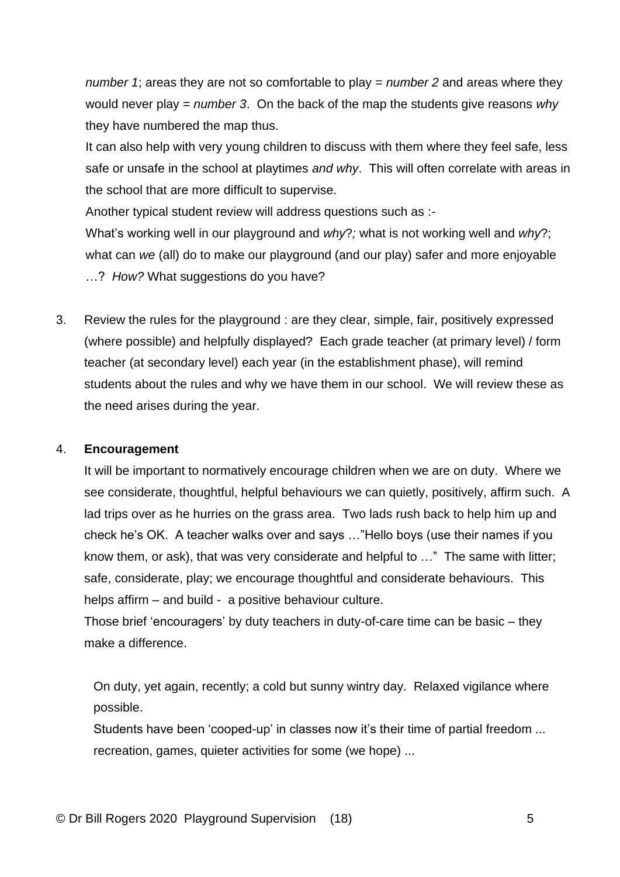*number 1*; areas they are not so comfortable to play = *number 2* and areas where they would never play = *number 3*. On the back of the map the students give reasons *why* they have numbered the map thus.

It can also help with very young children to discuss with them where they feel safe, less safe or unsafe in the school at playtimes *and why*. This will often correlate with areas in the school that are more difficult to supervise.

Another typical student review will address questions such as :-

What's working well in our playground and *why*?; what is not working well and *why*?; what can *we* (all) do to make our playground (and our play) safer and more enjoyable …? *How?* What suggestions do you have?

3. Review the rules for the playground : are they clear, simple, fair, positively expressed (where possible) and helpfully displayed? Each grade teacher (at primary level) / form teacher (at secondary level) each year (in the establishment phase), will remind students about the rules and why we have them in our school. We will review these as the need arises during the year.

4. **Encouragement**

   It will be important to normatively encourage children when we are on duty. Where we see considerate, thoughtful, helpful behaviours we can quietly, positively, affirm such. A lad trips over as he hurries on the grass area. Two lads rush back to help him up and check he's OK. A teacher walks over and says …"Hello boys (use their names if you know them, or ask), that was very considerate and helpful to …" The same with litter; safe, considerate, play; we encourage thoughtful and considerate behaviours. This helps affirm – and build - a positive behaviour culture.

   Those brief 'encouragers' by duty teachers in duty-of-care time can be basic – they make a difference.

   On duty, yet again, recently; a cold but sunny wintry day. Relaxed vigilance where possible.

   Students have been 'cooped-up' in classes now it's their time of partial freedom ... recreation, games, quieter activities for some (we hope) ...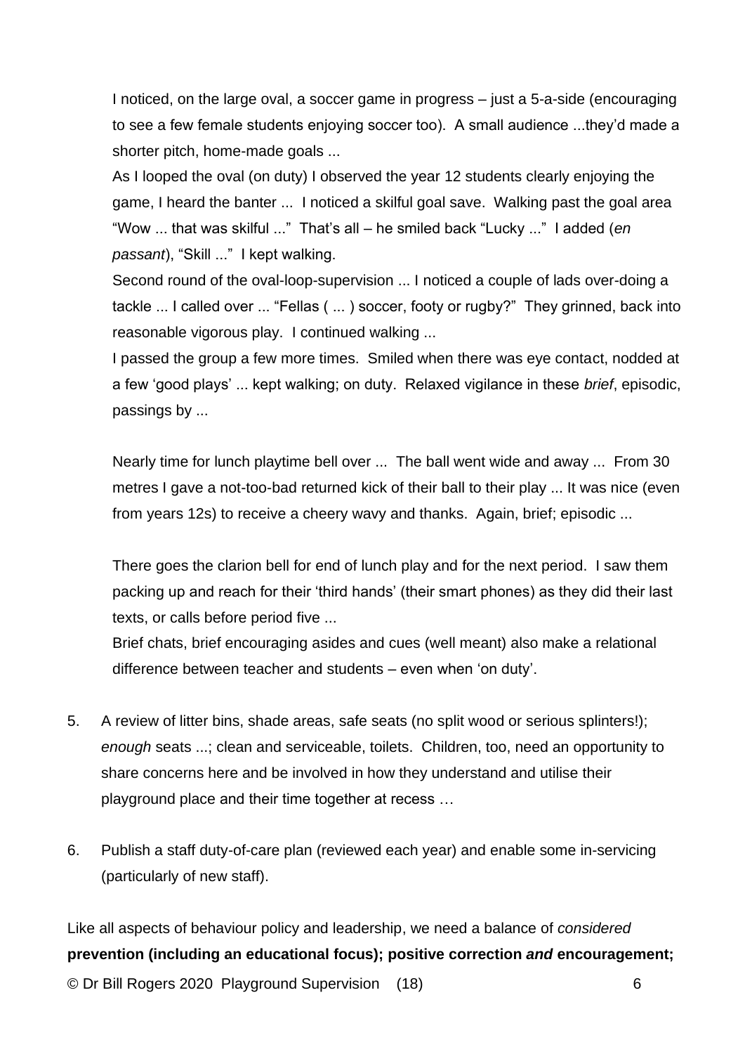I noticed, on the large oval, a soccer game in progress – just a 5-a-side (encouraging to see a few female students enjoying soccer too). A small audience ...they'd made a shorter pitch, home-made goals ...

As I looped the oval (on duty) I observed the year 12 students clearly enjoying the game, I heard the banter ... I noticed a skilful goal save. Walking past the goal area "Wow ... that was skilful ..." That's all – he smiled back "Lucky ..." I added (*en passant*), "Skill ..." I kept walking.

Second round of the oval-loop-supervision ... I noticed a couple of lads over-doing a tackle ... I called over ... "Fellas ( ... ) soccer, footy or rugby?" They grinned, back into reasonable vigorous play. I continued walking ...

I passed the group a few more times. Smiled when there was eye contact, nodded at a few 'good plays' ... kept walking; on duty. Relaxed vigilance in these *brief*, episodic, passings by ...

Nearly time for lunch playtime bell over ... The ball went wide and away ... From 30 metres I gave a not-too-bad returned kick of their ball to their play ... It was nice (even from years 12s) to receive a cheery wavy and thanks. Again, brief; episodic ...

There goes the clarion bell for end of lunch play and for the next period. I saw them packing up and reach for their 'third hands' (their smart phones) as they did their last texts, or calls before period five ...

Brief chats, brief encouraging asides and cues (well meant) also make a relational difference between teacher and students – even when 'on duty'.

5. A review of litter bins, shade areas, safe seats (no split wood or serious splinters!); *enough* seats ...; clean and serviceable, toilets. Children, too, need an opportunity to share concerns here and be involved in how they understand and utilise their playground place and their time together at recess …

6. Publish a staff duty-of-care plan (reviewed each year) and enable some in-servicing (particularly of new staff).

Like all aspects of behaviour policy and leadership, we need a balance of *considered* **prevention (including an educational focus); positive correction *and* encouragement;**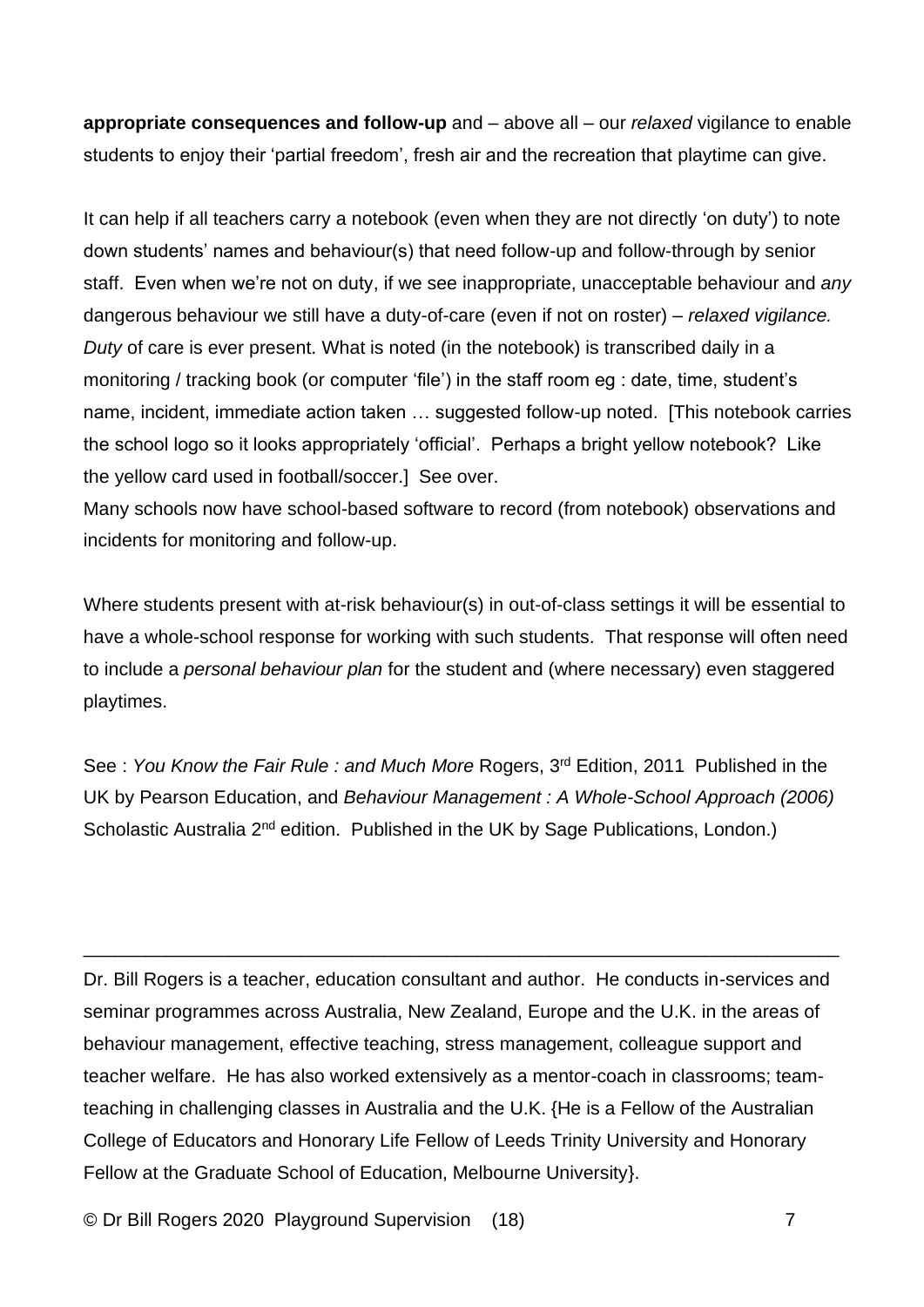**appropriate consequences and follow-up** and – above all – our *relaxed* vigilance to enable students to enjoy their 'partial freedom', fresh air and the recreation that playtime can give.

It can help if all teachers carry a notebook (even when they are not directly 'on duty') to note down students' names and behaviour(s) that need follow-up and follow-through by senior staff. Even when we're not on duty, if we see inappropriate, unacceptable behaviour and *any* dangerous behaviour we still have a duty-of-care (even if not on roster) – *relaxed vigilance. Duty* of care is ever present. What is noted (in the notebook) is transcribed daily in a monitoring / tracking book (or computer 'file') in the staff room eg : date, time, student's name, incident, immediate action taken … suggested follow-up noted. [This notebook carries the school logo so it looks appropriately 'official'. Perhaps a bright yellow notebook? Like the yellow card used in football/soccer.] See over.
Many schools now have school-based software to record (from notebook) observations and incidents for monitoring and follow-up.

Where students present with at-risk behaviour(s) in out-of-class settings it will be essential to have a whole-school response for working with such students. That response will often need to include a *personal behaviour plan* for the student and (where necessary) even staggered playtimes.

See : *You Know the Fair Rule : and Much More* Rogers, 3rd Edition, 2011 Published in the UK by Pearson Education, and *Behaviour Management : A Whole-School Approach (2006)* Scholastic Australia 2nd edition. Published in the UK by Sage Publications, London.)

---

Dr. Bill Rogers is a teacher, education consultant and author. He conducts in-services and seminar programmes across Australia, New Zealand, Europe and the U.K. in the areas of behaviour management, effective teaching, stress management, colleague support and teacher welfare. He has also worked extensively as a mentor-coach in classrooms; team-teaching in challenging classes in Australia and the U.K. {He is a Fellow of the Australian College of Educators and Honorary Life Fellow of Leeds Trinity University and Honorary Fellow at the Graduate School of Education, Melbourne University}.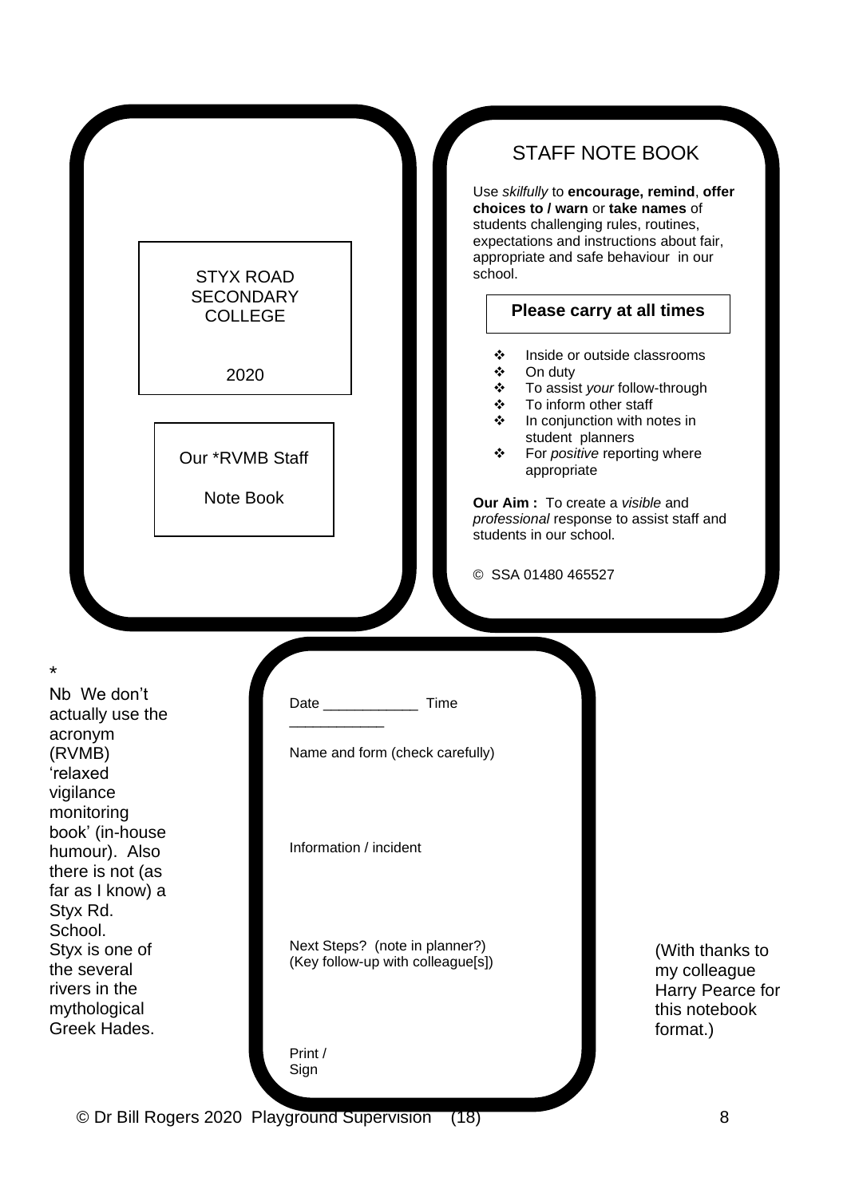STYX ROAD SECONDARY COLLEGE

2020

Our *RVMB Staff

Note Book

STAFF NOTE BOOK

Use *skilfully* to **encourage, remind**, **offer choices to / warn** or **take names** of students challenging rules, routines, expectations and instructions about fair, appropriate and safe behaviour in our school.

**Please carry at all times**

- Inside or outside classrooms
- On duty
- To assist *your* follow-through
- To inform other staff
- In conjunction with notes in student planners
- For *positive* reporting where appropriate

**Our Aim :** To create a *visible* and *professional* response to assist staff and students in our school.

© SSA 01480 465527

*

Nb We don't actually use the acronym (RVMB) 'relaxed vigilance monitoring book' (in-house humour). Also there is not (as far as I know) a Styx Rd. School. Styx is one of the several rivers in the mythological Greek Hades.

Date ____________ Time ____________

Name and form (check carefully)

Information / incident

Next Steps? (note in planner?)
(Key follow-up with colleague[s])

Print /
Sign

(With thanks to my colleague Harry Pearce for this notebook format.)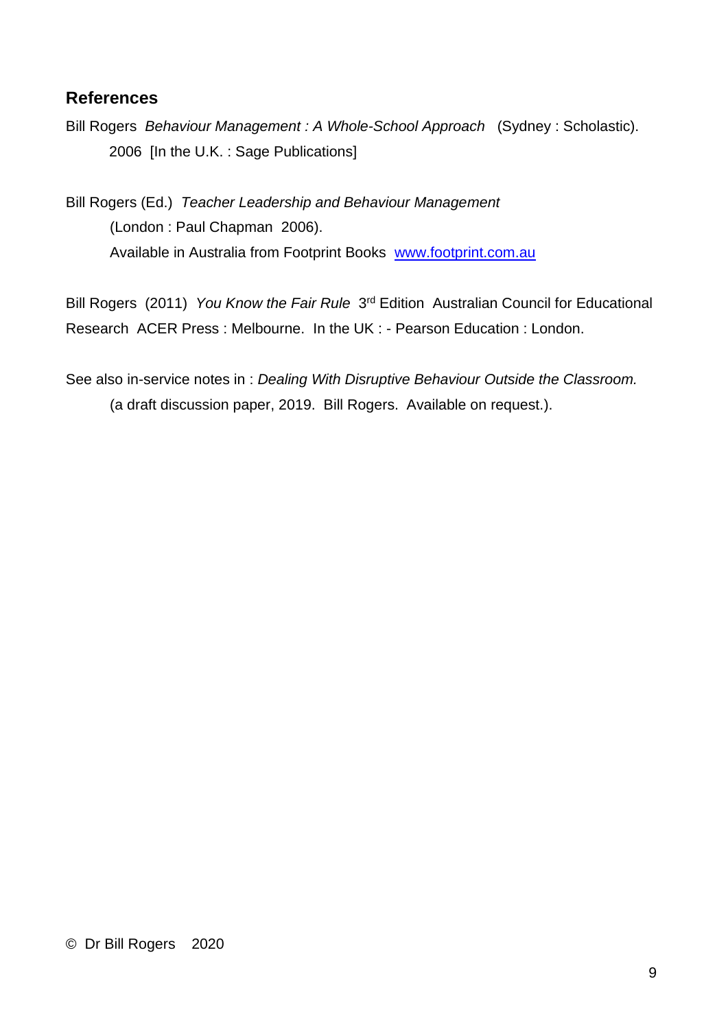## References

Bill Rogers *Behaviour Management : A Whole-School Approach* (Sydney : Scholastic). 2006 [In the U.K. : Sage Publications]

Bill Rogers (Ed.) *Teacher Leadership and Behaviour Management* (London : Paul Chapman 2006).
Available in Australia from Footprint Books [www.footprint.com.au](http://www.footprint.com.au)

Bill Rogers (2011) *You Know the Fair Rule* 3rd Edition Australian Council for Educational Research ACER Press : Melbourne. In the UK : - Pearson Education : London.

See also in-service notes in : *Dealing With Disruptive Behaviour Outside the Classroom.* (a draft discussion paper, 2019. Bill Rogers. Available on request.).

© Dr Bill Rogers 2020